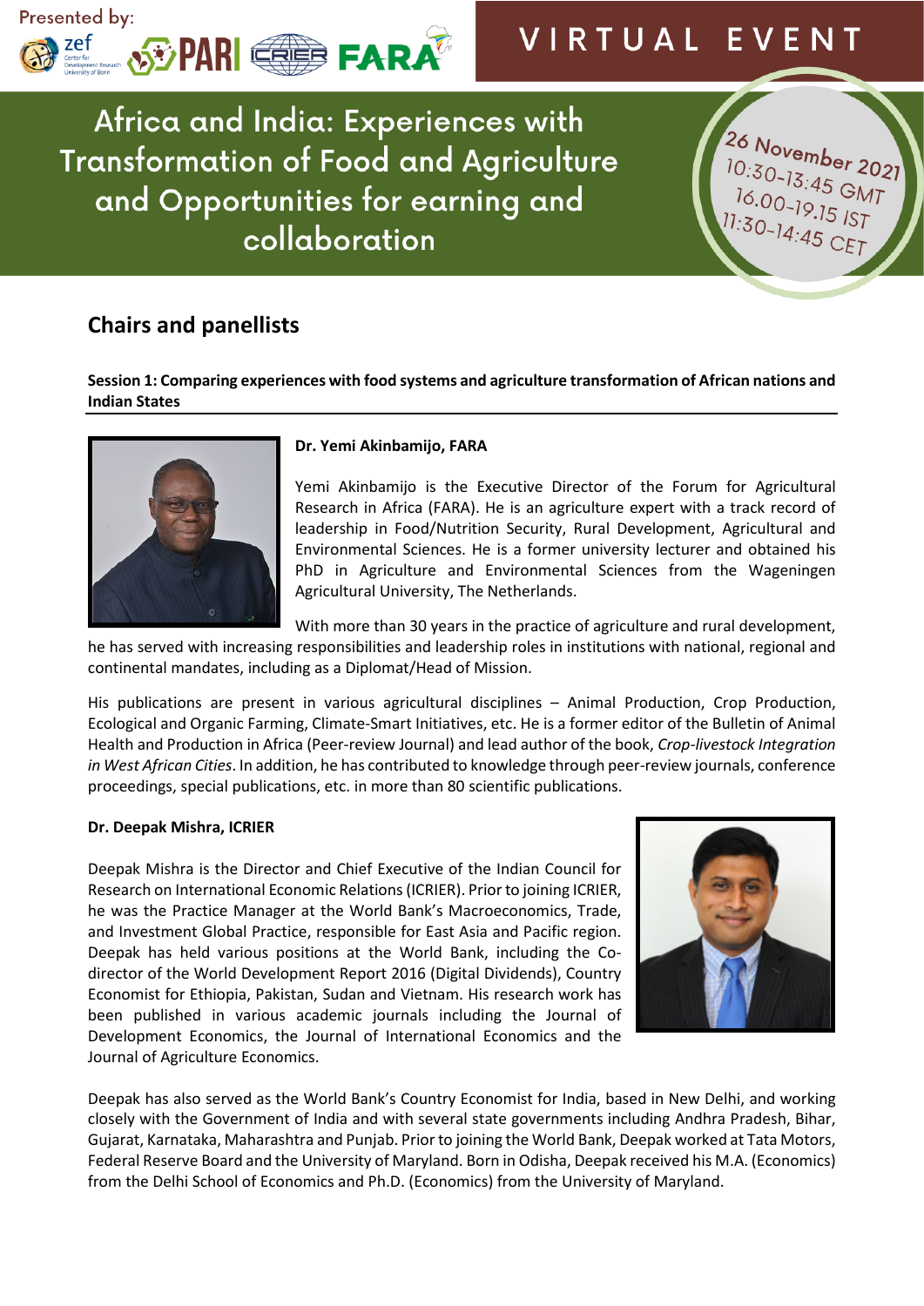Presented by:

# VIRTUAL EVENT

# Africa and India: Experiences with Transformation of Food and Agriculture and Opportunities for earning and collaboration

26 November 2021
10:30-13:45 GMT
16.00-19.15 IST
11:30-14:45 CET

## Chairs and panellists

**Session 1: Comparing experiences with food systems and agriculture transformation of African nations and Indian States**

**Dr. Yemi Akinbamijo, FARA**

Yemi Akinbamijo is the Executive Director of the Forum for Agricultural Research in Africa (FARA). He is an agriculture expert with a track record of leadership in Food/Nutrition Security, Rural Development, Agricultural and Environmental Sciences. He is a former university lecturer and obtained his PhD in Agriculture and Environmental Sciences from the Wageningen Agricultural University, The Netherlands.

With more than 30 years in the practice of agriculture and rural development, he has served with increasing responsibilities and leadership roles in institutions with national, regional and continental mandates, including as a Diplomat/Head of Mission.

His publications are present in various agricultural disciplines – Animal Production, Crop Production, Ecological and Organic Farming, Climate-Smart Initiatives, etc. He is a former editor of the Bulletin of Animal Health and Production in Africa (Peer-review Journal) and lead author of the book, *Crop-livestock Integration in West African Cities*. In addition, he has contributed to knowledge through peer-review journals, conference proceedings, special publications, etc. in more than 80 scientific publications.

**Dr. Deepak Mishra, ICRIER**

Deepak Mishra is the Director and Chief Executive of the Indian Council for Research on International Economic Relations (ICRIER). Prior to joining ICRIER, he was the Practice Manager at the World Bank's Macroeconomics, Trade, and Investment Global Practice, responsible for East Asia and Pacific region. Deepak has held various positions at the World Bank, including the Co-director of the World Development Report 2016 (Digital Dividends), Country Economist for Ethiopia, Pakistan, Sudan and Vietnam. His research work has been published in various academic journals including the Journal of Development Economics, the Journal of International Economics and the Journal of Agriculture Economics.

Deepak has also served as the World Bank's Country Economist for India, based in New Delhi, and working closely with the Government of India and with several state governments including Andhra Pradesh, Bihar, Gujarat, Karnataka, Maharashtra and Punjab. Prior to joining the World Bank, Deepak worked at Tata Motors, Federal Reserve Board and the University of Maryland. Born in Odisha, Deepak received his M.A. (Economics) from the Delhi School of Economics and Ph.D. (Economics) from the University of Maryland.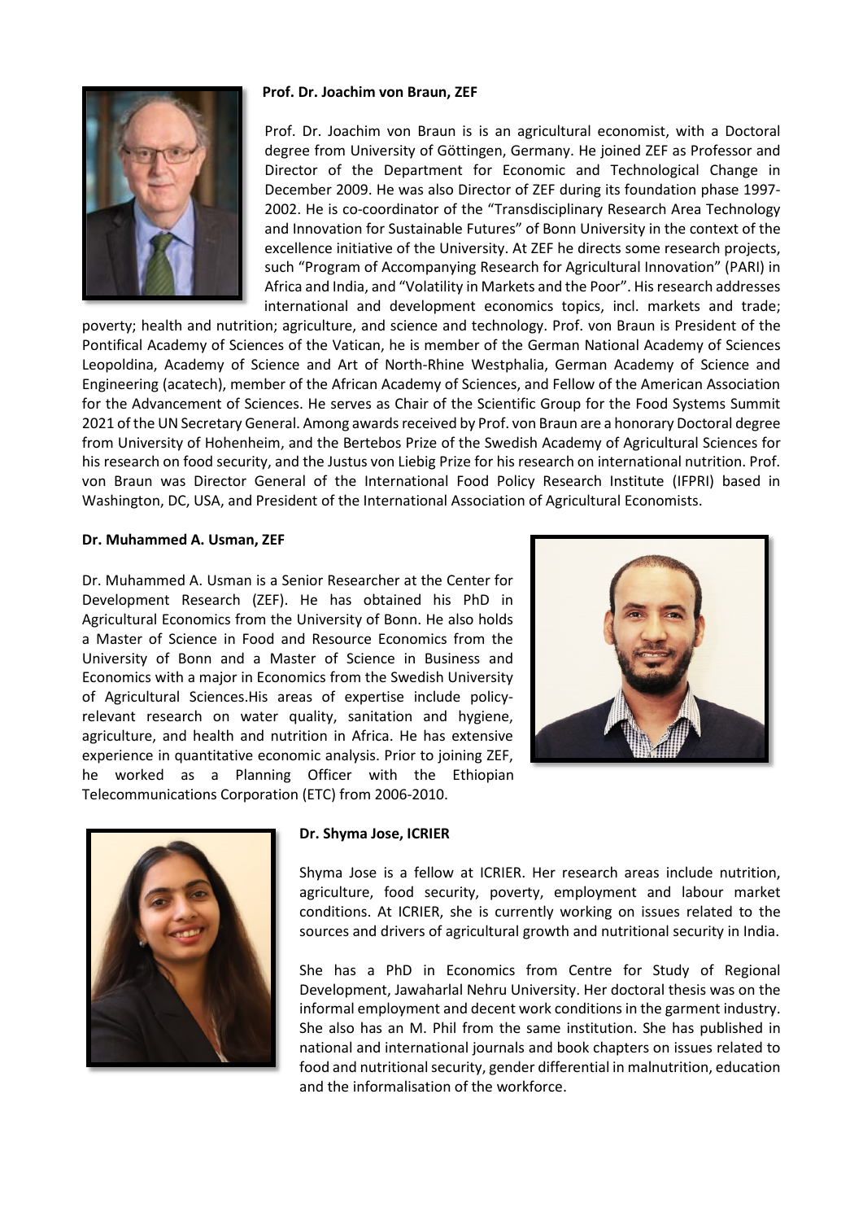**Prof. Dr. Joachim von Braun, ZEF**

Prof. Dr. Joachim von Braun is is an agricultural economist, with a Doctoral degree from University of Göttingen, Germany. He joined ZEF as Professor and Director of the Department for Economic and Technological Change in December 2009. He was also Director of ZEF during its foundation phase 1997-2002. He is co-coordinator of the "Transdisciplinary Research Area Technology and Innovation for Sustainable Futures" of Bonn University in the context of the excellence initiative of the University. At ZEF he directs some research projects, such "Program of Accompanying Research for Agricultural Innovation" (PARI) in Africa and India, and "Volatility in Markets and the Poor". His research addresses international and development economics topics, incl. markets and trade; poverty; health and nutrition; agriculture, and science and technology. Prof. von Braun is President of the Pontifical Academy of Sciences of the Vatican, he is member of the German National Academy of Sciences Leopoldina, Academy of Science and Art of North-Rhine Westphalia, German Academy of Science and Engineering (acatech), member of the African Academy of Sciences, and Fellow of the American Association for the Advancement of Sciences. He serves as Chair of the Scientific Group for the Food Systems Summit 2021 of the UN Secretary General. Among awards received by Prof. von Braun are a honorary Doctoral degree from University of Hohenheim, and the Bertebos Prize of the Swedish Academy of Agricultural Sciences for his research on food security, and the Justus von Liebig Prize for his research on international nutrition. Prof. von Braun was Director General of the International Food Policy Research Institute (IFPRI) based in Washington, DC, USA, and President of the International Association of Agricultural Economists.

**Dr. Muhammed A. Usman, ZEF**

Dr. Muhammed A. Usman is a Senior Researcher at the Center for Development Research (ZEF). He has obtained his PhD in Agricultural Economics from the University of Bonn. He also holds a Master of Science in Food and Resource Economics from the University of Bonn and a Master of Science in Business and Economics with a major in Economics from the Swedish University of Agricultural Sciences.His areas of expertise include policy-relevant research on water quality, sanitation and hygiene, agriculture, and health and nutrition in Africa. He has extensive experience in quantitative economic analysis. Prior to joining ZEF, he worked as a Planning Officer with the Ethiopian Telecommunications Corporation (ETC) from 2006-2010.

**Dr. Shyma Jose, ICRIER**

Shyma Jose is a fellow at ICRIER. Her research areas include nutrition, agriculture, food security, poverty, employment and labour market conditions. At ICRIER, she is currently working on issues related to the sources and drivers of agricultural growth and nutritional security in India.

She has a PhD in Economics from Centre for Study of Regional Development, Jawaharlal Nehru University. Her doctoral thesis was on the informal employment and decent work conditions in the garment industry. She also has an M. Phil from the same institution. She has published in national and international journals and book chapters on issues related to food and nutritional security, gender differential in malnutrition, education and the informalisation of the workforce.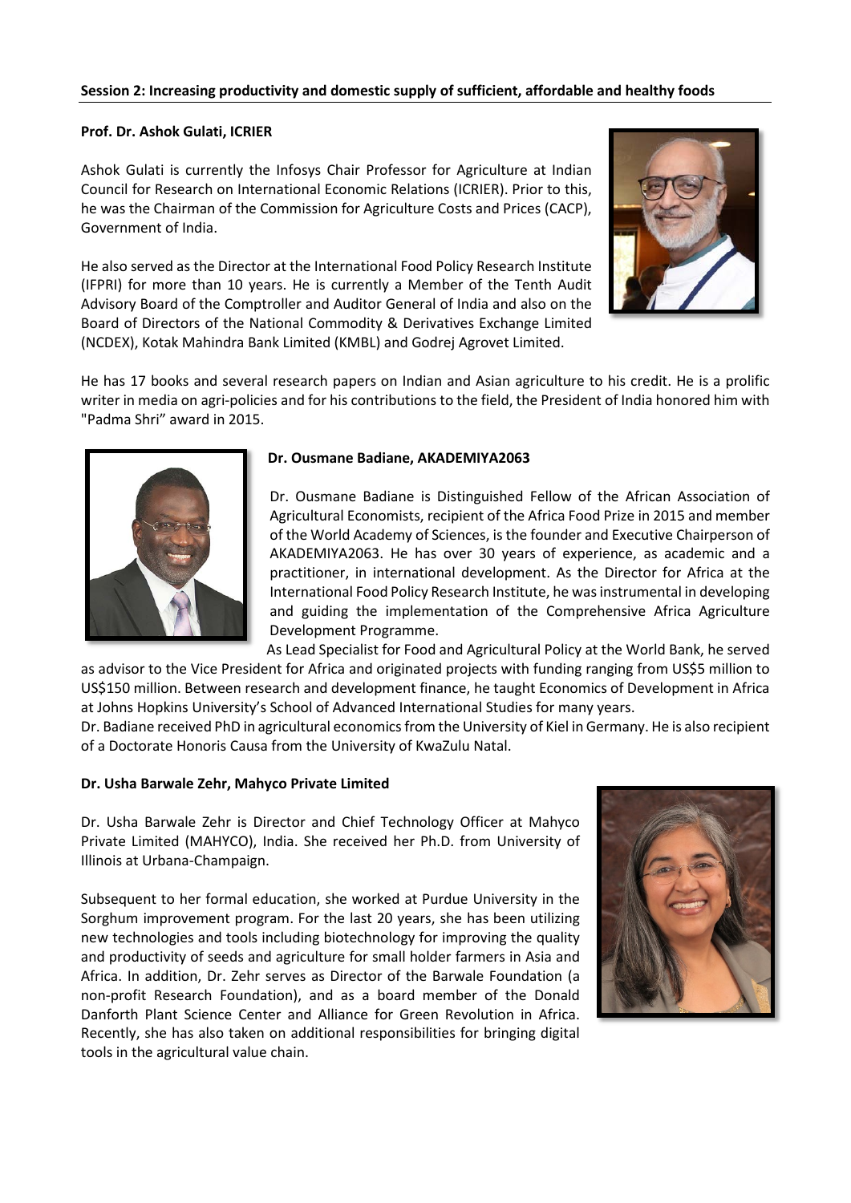## Session 2: Increasing productivity and domestic supply of sufficient, affordable and healthy foods

**Prof. Dr. Ashok Gulati, ICRIER**

Ashok Gulati is currently the Infosys Chair Professor for Agriculture at Indian Council for Research on International Economic Relations (ICRIER). Prior to this, he was the Chairman of the Commission for Agriculture Costs and Prices (CACP), Government of India.

He also served as the Director at the International Food Policy Research Institute (IFPRI) for more than 10 years. He is currently a Member of the Tenth Audit Advisory Board of the Comptroller and Auditor General of India and also on the Board of Directors of the National Commodity & Derivatives Exchange Limited (NCDEX), Kotak Mahindra Bank Limited (KMBL) and Godrej Agrovet Limited.

He has 17 books and several research papers on Indian and Asian agriculture to his credit. He is a prolific writer in media on agri-policies and for his contributions to the field, the President of India honored him with "Padma Shri" award in 2015.

**Dr. Ousmane Badiane, AKADEMIYA2063**

Dr. Ousmane Badiane is Distinguished Fellow of the African Association of Agricultural Economists, recipient of the Africa Food Prize in 2015 and member of the World Academy of Sciences, is the founder and Executive Chairperson of AKADEMIYA2063. He has over 30 years of experience, as academic and a practitioner, in international development. As the Director for Africa at the International Food Policy Research Institute, he was instrumental in developing and guiding the implementation of the Comprehensive Africa Agriculture Development Programme.

As Lead Specialist for Food and Agricultural Policy at the World Bank, he served as advisor to the Vice President for Africa and originated projects with funding ranging from US$5 million to US$150 million. Between research and development finance, he taught Economics of Development in Africa at Johns Hopkins University's School of Advanced International Studies for many years.

Dr. Badiane received PhD in agricultural economics from the University of Kiel in Germany. He is also recipient of a Doctorate Honoris Causa from the University of KwaZulu Natal.

**Dr. Usha Barwale Zehr, Mahyco Private Limited**

Dr. Usha Barwale Zehr is Director and Chief Technology Officer at Mahyco Private Limited (MAHYCO), India. She received her Ph.D. from University of Illinois at Urbana-Champaign.

Subsequent to her formal education, she worked at Purdue University in the Sorghum improvement program. For the last 20 years, she has been utilizing new technologies and tools including biotechnology for improving the quality and productivity of seeds and agriculture for small holder farmers in Asia and Africa. In addition, Dr. Zehr serves as Director of the Barwale Foundation (a non-profit Research Foundation), and as a board member of the Donald Danforth Plant Science Center and Alliance for Green Revolution in Africa. Recently, she has also taken on additional responsibilities for bringing digital tools in the agricultural value chain.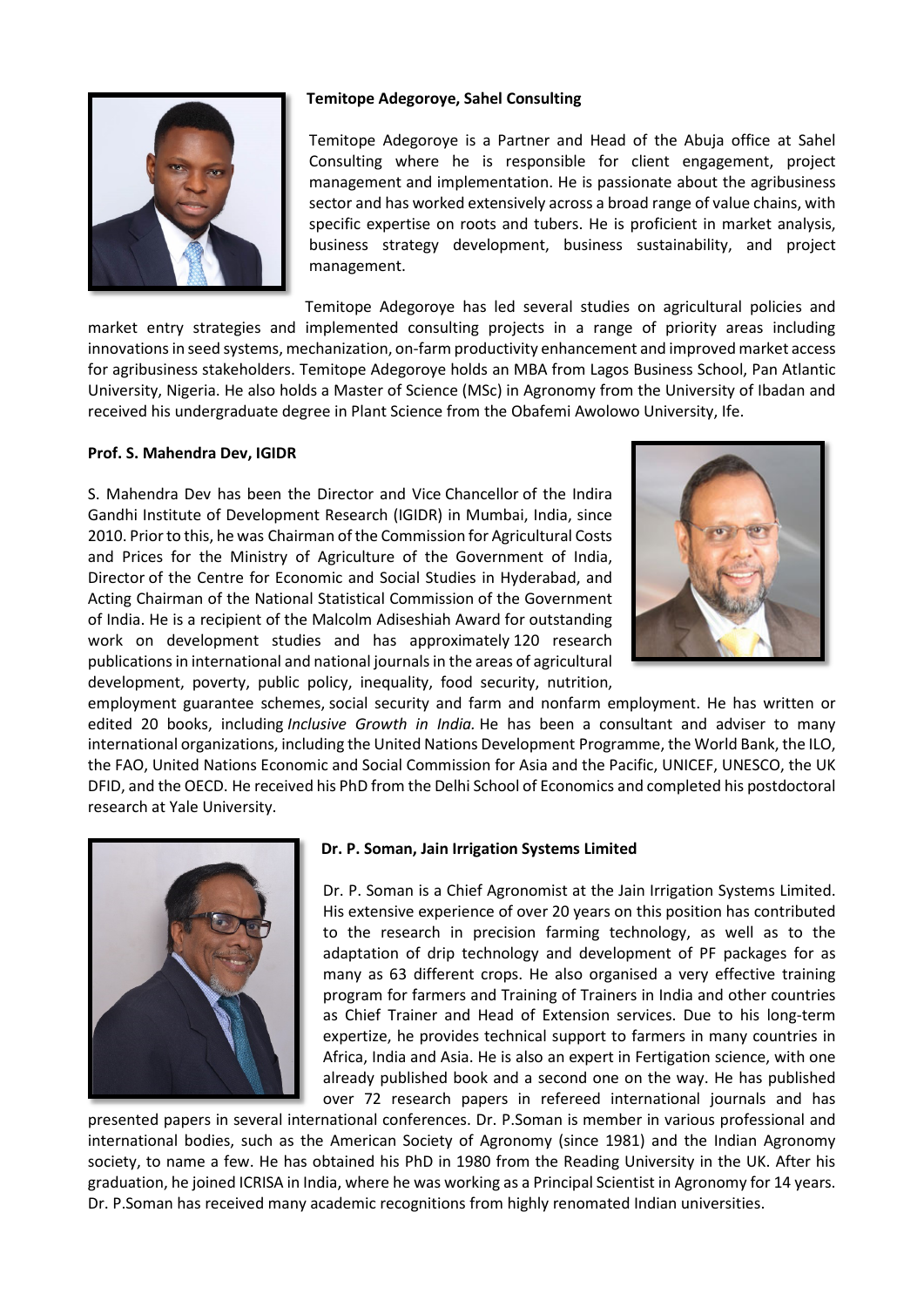**Temitope Adegoroye, Sahel Consulting**

Temitope Adegoroye is a Partner and Head of the Abuja office at Sahel Consulting where he is responsible for client engagement, project management and implementation. He is passionate about the agribusiness sector and has worked extensively across a broad range of value chains, with specific expertise on roots and tubers. He is proficient in market analysis, business strategy development, business sustainability, and project management.

Temitope Adegoroye has led several studies on agricultural policies and market entry strategies and implemented consulting projects in a range of priority areas including innovations in seed systems, mechanization, on-farm productivity enhancement and improved market access for agribusiness stakeholders. Temitope Adegoroye holds an MBA from Lagos Business School, Pan Atlantic University, Nigeria. He also holds a Master of Science (MSc) in Agronomy from the University of Ibadan and received his undergraduate degree in Plant Science from the Obafemi Awolowo University, Ife.

**Prof. S. Mahendra Dev, IGIDR**

S. Mahendra Dev has been the Director and Vice Chancellor of the Indira Gandhi Institute of Development Research (IGIDR) in Mumbai, India, since 2010. Prior to this, he was Chairman of the Commission for Agricultural Costs and Prices for the Ministry of Agriculture of the Government of India, Director of the Centre for Economic and Social Studies in Hyderabad, and Acting Chairman of the National Statistical Commission of the Government of India. He is a recipient of the Malcolm Adiseshiah Award for outstanding work on development studies and has approximately 120 research publications in international and national journals in the areas of agricultural development, poverty, public policy, inequality, food security, nutrition, employment guarantee schemes, social security and farm and nonfarm employment. He has written or edited 20 books, including *Inclusive Growth in India.* He has been a consultant and adviser to many international organizations, including the United Nations Development Programme, the World Bank, the ILO, the FAO, United Nations Economic and Social Commission for Asia and the Pacific, UNICEF, UNESCO, the UK DFID, and the OECD. He received his PhD from the Delhi School of Economics and completed his postdoctoral research at Yale University.

**Dr. P. Soman, Jain Irrigation Systems Limited**

Dr. P. Soman is a Chief Agronomist at the Jain Irrigation Systems Limited. His extensive experience of over 20 years on this position has contributed to the research in precision farming technology, as well as to the adaptation of drip technology and development of PF packages for as many as 63 different crops. He also organised a very effective training program for farmers and Training of Trainers in India and other countries as Chief Trainer and Head of Extension services. Due to his long-term expertize, he provides technical support to farmers in many countries in Africa, India and Asia. He is also an expert in Fertigation science, with one already published book and a second one on the way. He has published over 72 research papers in refereed international journals and has presented papers in several international conferences. Dr. P.Soman is member in various professional and international bodies, such as the American Society of Agronomy (since 1981) and the Indian Agronomy society, to name a few. He has obtained his PhD in 1980 from the Reading University in the UK. After his graduation, he joined ICRISA in India, where he was working as a Principal Scientist in Agronomy for 14 years. Dr. P.Soman has received many academic recognitions from highly renomated Indian universities.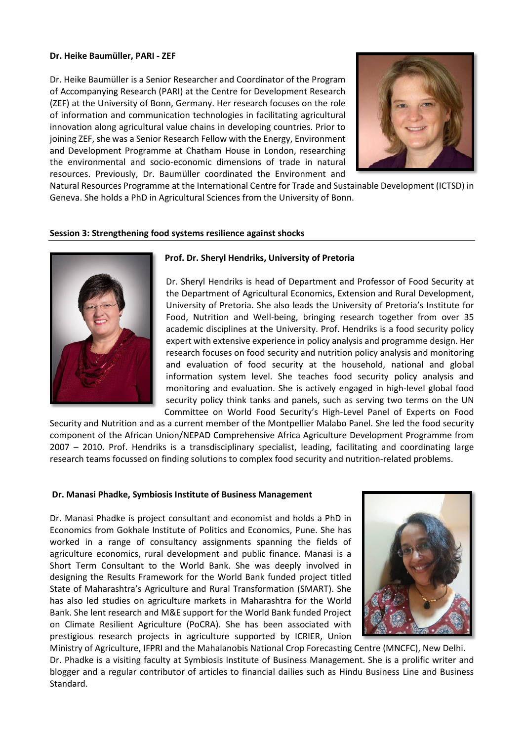**Dr. Heike Baumüller, PARI - ZEF**

Dr. Heike Baumüller is a Senior Researcher and Coordinator of the Program of Accompanying Research (PARI) at the Centre for Development Research (ZEF) at the University of Bonn, Germany. Her research focuses on the role of information and communication technologies in facilitating agricultural innovation along agricultural value chains in developing countries. Prior to joining ZEF, she was a Senior Research Fellow with the Energy, Environment and Development Programme at Chatham House in London, researching the environmental and socio-economic dimensions of trade in natural resources. Previously, Dr. Baumüller coordinated the Environment and Natural Resources Programme at the International Centre for Trade and Sustainable Development (ICTSD) in Geneva. She holds a PhD in Agricultural Sciences from the University of Bonn.

## Session 3: Strengthening food systems resilience against shocks

**Prof. Dr. Sheryl Hendriks, University of Pretoria**

Dr. Sheryl Hendriks is head of Department and Professor of Food Security at the Department of Agricultural Economics, Extension and Rural Development, University of Pretoria. She also leads the University of Pretoria's Institute for Food, Nutrition and Well-being, bringing research together from over 35 academic disciplines at the University. Prof. Hendriks is a food security policy expert with extensive experience in policy analysis and programme design. Her research focuses on food security and nutrition policy analysis and monitoring and evaluation of food security at the household, national and global information system level. She teaches food security policy analysis and monitoring and evaluation. She is actively engaged in high-level global food security policy think tanks and panels, such as serving two terms on the UN Committee on World Food Security's High-Level Panel of Experts on Food Security and Nutrition and as a current member of the Montpellier Malabo Panel. She led the food security component of the African Union/NEPAD Comprehensive Africa Agriculture Development Programme from 2007 – 2010. Prof. Hendriks is a transdisciplinary specialist, leading, facilitating and coordinating large research teams focussed on finding solutions to complex food security and nutrition-related problems.

**Dr. Manasi Phadke, Symbiosis Institute of Business Management**

Dr. Manasi Phadke is project consultant and economist and holds a PhD in Economics from Gokhale Institute of Politics and Economics, Pune. She has worked in a range of consultancy assignments spanning the fields of agriculture economics, rural development and public finance. Manasi is a Short Term Consultant to the World Bank. She was deeply involved in designing the Results Framework for the World Bank funded project titled State of Maharashtra's Agriculture and Rural Transformation (SMART). She has also led studies on agriculture markets in Maharashtra for the World Bank. She lent research and M&E support for the World Bank funded Project on Climate Resilient Agriculture (PoCRA). She has been associated with prestigious research projects in agriculture supported by ICRIER, Union Ministry of Agriculture, IFPRI and the Mahalanobis National Crop Forecasting Centre (MNCFC), New Delhi. Dr. Phadke is a visiting faculty at Symbiosis Institute of Business Management. She is a prolific writer and blogger and a regular contributor of articles to financial dailies such as Hindu Business Line and Business Standard.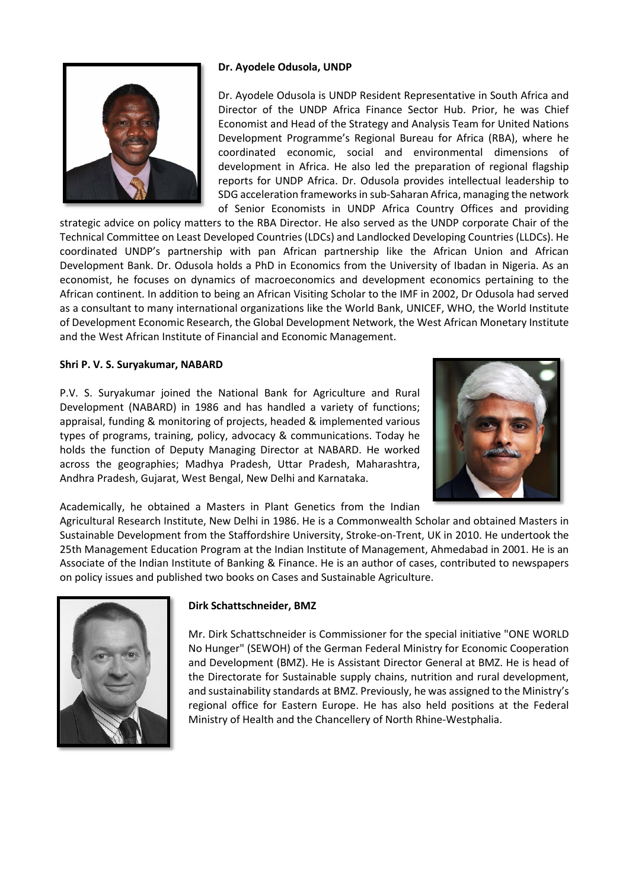**Dr. Ayodele Odusola, UNDP**

Dr. Ayodele Odusola is UNDP Resident Representative in South Africa and Director of the UNDP Africa Finance Sector Hub. Prior, he was Chief Economist and Head of the Strategy and Analysis Team for United Nations Development Programme's Regional Bureau for Africa (RBA), where he coordinated economic, social and environmental dimensions of development in Africa. He also led the preparation of regional flagship reports for UNDP Africa. Dr. Odusola provides intellectual leadership to SDG acceleration frameworks in sub-Saharan Africa, managing the network of Senior Economists in UNDP Africa Country Offices and providing strategic advice on policy matters to the RBA Director. He also served as the UNDP corporate Chair of the Technical Committee on Least Developed Countries (LDCs) and Landlocked Developing Countries (LLDCs). He coordinated UNDP's partnership with pan African partnership like the African Union and African Development Bank. Dr. Odusola holds a PhD in Economics from the University of Ibadan in Nigeria. As an economist, he focuses on dynamics of macroeconomics and development economics pertaining to the African continent. In addition to being an African Visiting Scholar to the IMF in 2002, Dr Odusola had served as a consultant to many international organizations like the World Bank, UNICEF, WHO, the World Institute of Development Economic Research, the Global Development Network, the West African Monetary Institute and the West African Institute of Financial and Economic Management.

**Shri P. V. S. Suryakumar, NABARD**

P.V. S. Suryakumar joined the National Bank for Agriculture and Rural Development (NABARD) in 1986 and has handled a variety of functions; appraisal, funding & monitoring of projects, headed & implemented various types of programs, training, policy, advocacy & communications. Today he holds the function of Deputy Managing Director at NABARD. He worked across the geographies; Madhya Pradesh, Uttar Pradesh, Maharashtra, Andhra Pradesh, Gujarat, West Bengal, New Delhi and Karnataka.

Academically, he obtained a Masters in Plant Genetics from the Indian Agricultural Research Institute, New Delhi in 1986. He is a Commonwealth Scholar and obtained Masters in Sustainable Development from the Staffordshire University, Stroke-on-Trent, UK in 2010. He undertook the 25th Management Education Program at the Indian Institute of Management, Ahmedabad in 2001. He is an Associate of the Indian Institute of Banking & Finance. He is an author of cases, contributed to newspapers on policy issues and published two books on Cases and Sustainable Agriculture.

**Dirk Schattschneider, BMZ**

Mr. Dirk Schattschneider is Commissioner for the special initiative "ONE WORLD No Hunger" (SEWOH) of the German Federal Ministry for Economic Cooperation and Development (BMZ). He is Assistant Director General at BMZ. He is head of the Directorate for Sustainable supply chains, nutrition and rural development, and sustainability standards at BMZ. Previously, he was assigned to the Ministry's regional office for Eastern Europe. He has also held positions at the Federal Ministry of Health and the Chancellery of North Rhine-Westphalia.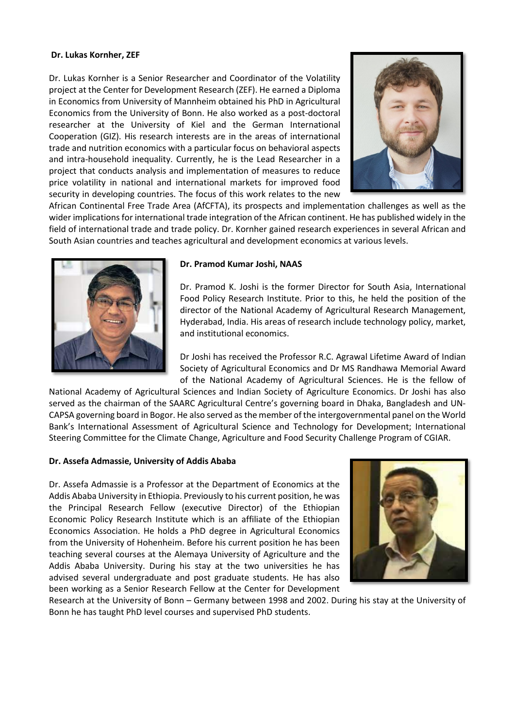**Dr. Lukas Kornher, ZEF**

Dr. Lukas Kornher is a Senior Researcher and Coordinator of the Volatility project at the Center for Development Research (ZEF). He earned a Diploma in Economics from University of Mannheim obtained his PhD in Agricultural Economics from the University of Bonn. He also worked as a post-doctoral researcher at the University of Kiel and the German International Cooperation (GIZ). His research interests are in the areas of international trade and nutrition economics with a particular focus on behavioral aspects and intra-household inequality. Currently, he is the Lead Researcher in a project that conducts analysis and implementation of measures to reduce price volatility in national and international markets for improved food security in developing countries. The focus of this work relates to the new African Continental Free Trade Area (AfCFTA), its prospects and implementation challenges as well as the wider implications for international trade integration of the African continent. He has published widely in the field of international trade and trade policy. Dr. Kornher gained research experiences in several African and South Asian countries and teaches agricultural and development economics at various levels.

**Dr. Pramod Kumar Joshi, NAAS**

Dr. Pramod K. Joshi is the former Director for South Asia, International Food Policy Research Institute. Prior to this, he held the position of the director of the National Academy of Agricultural Research Management, Hyderabad, India. His areas of research include technology policy, market, and institutional economics.

Dr Joshi has received the Professor R.C. Agrawal Lifetime Award of Indian Society of Agricultural Economics and Dr MS Randhawa Memorial Award of the National Academy of Agricultural Sciences. He is the fellow of National Academy of Agricultural Sciences and Indian Society of Agriculture Economics. Dr Joshi has also served as the chairman of the SAARC Agricultural Centre's governing board in Dhaka, Bangladesh and UN-CAPSA governing board in Bogor. He also served as the member of the intergovernmental panel on the World Bank's International Assessment of Agricultural Science and Technology for Development; International Steering Committee for the Climate Change, Agriculture and Food Security Challenge Program of CGIAR.

**Dr. Assefa Admassie, University of Addis Ababa**

Dr. Assefa Admassie is a Professor at the Department of Economics at the Addis Ababa University in Ethiopia. Previously to his current position, he was the Principal Research Fellow (executive Director) of the Ethiopian Economic Policy Research Institute which is an affiliate of the Ethiopian Economics Association. He holds a PhD degree in Agricultural Economics from the University of Hohenheim. Before his current position he has been teaching several courses at the Alemaya University of Agriculture and the Addis Ababa University. During his stay at the two universities he has advised several undergraduate and post graduate students. He has also been working as a Senior Research Fellow at the Center for Development Research at the University of Bonn – Germany between 1998 and 2002. During his stay at the University of Bonn he has taught PhD level courses and supervised PhD students.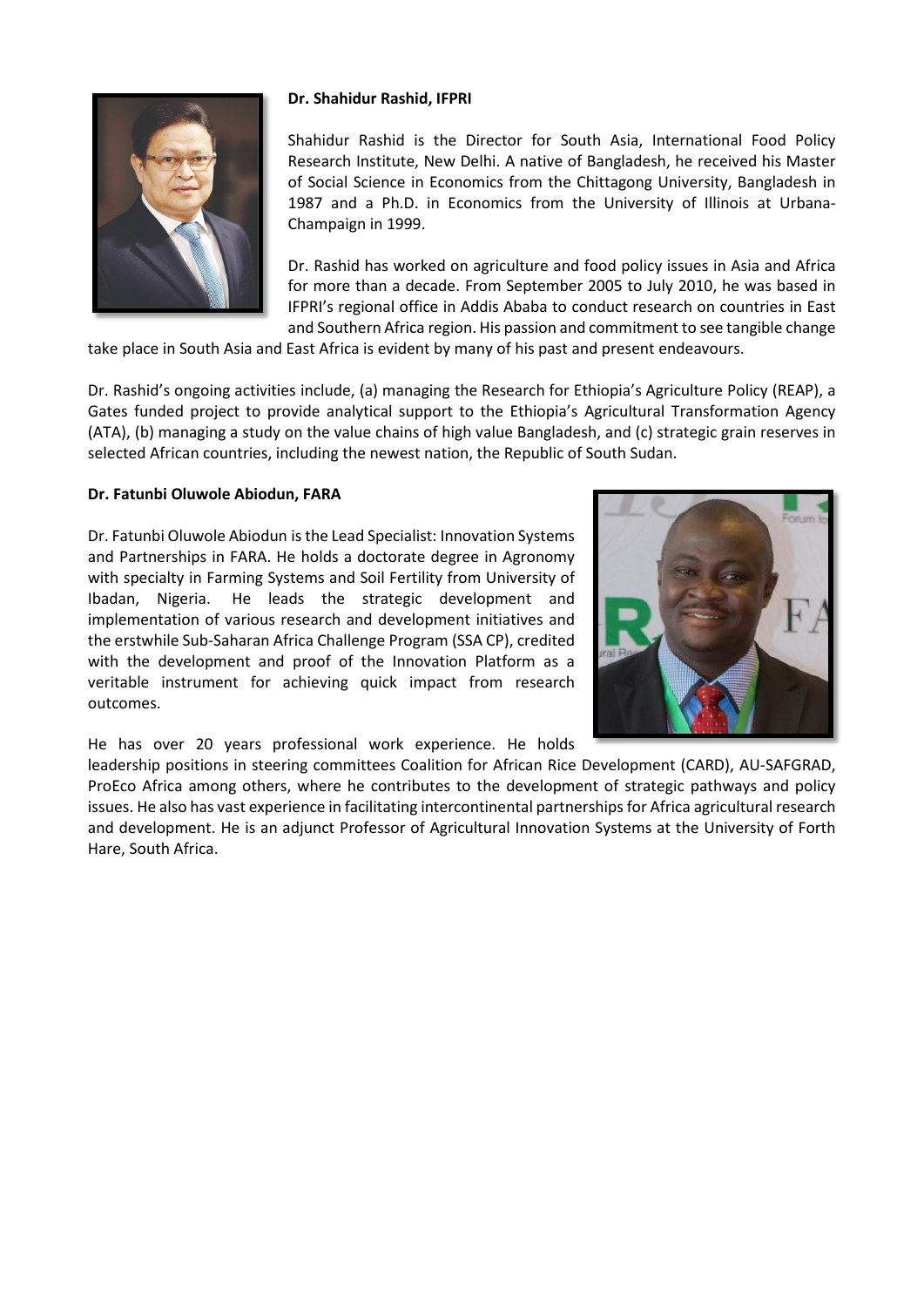**Dr. Shahidur Rashid, IFPRI**

Shahidur Rashid is the Director for South Asia, International Food Policy Research Institute, New Delhi. A native of Bangladesh, he received his Master of Social Science in Economics from the Chittagong University, Bangladesh in 1987 and a Ph.D. in Economics from the University of Illinois at Urbana-Champaign in 1999.

Dr. Rashid has worked on agriculture and food policy issues in Asia and Africa for more than a decade. From September 2005 to July 2010, he was based in IFPRI's regional office in Addis Ababa to conduct research on countries in East and Southern Africa region. His passion and commitment to see tangible change take place in South Asia and East Africa is evident by many of his past and present endeavours.

Dr. Rashid's ongoing activities include, (a) managing the Research for Ethiopia's Agriculture Policy (REAP), a Gates funded project to provide analytical support to the Ethiopia's Agricultural Transformation Agency (ATA), (b) managing a study on the value chains of high value Bangladesh, and (c) strategic grain reserves in selected African countries, including the newest nation, the Republic of South Sudan.

**Dr. Fatunbi Oluwole Abiodun, FARA**

Dr. Fatunbi Oluwole Abiodun is the Lead Specialist: Innovation Systems and Partnerships in FARA. He holds a doctorate degree in Agronomy with specialty in Farming Systems and Soil Fertility from University of Ibadan, Nigeria. He leads the strategic development and implementation of various research and development initiatives and the erstwhile Sub-Saharan Africa Challenge Program (SSA CP), credited with the development and proof of the Innovation Platform as a veritable instrument for achieving quick impact from research outcomes.

He has over 20 years professional work experience. He holds leadership positions in steering committees Coalition for African Rice Development (CARD), AU-SAFGRAD, ProEco Africa among others, where he contributes to the development of strategic pathways and policy issues. He also has vast experience in facilitating intercontinental partnerships for Africa agricultural research and development. He is an adjunct Professor of Agricultural Innovation Systems at the University of Forth Hare, South Africa.